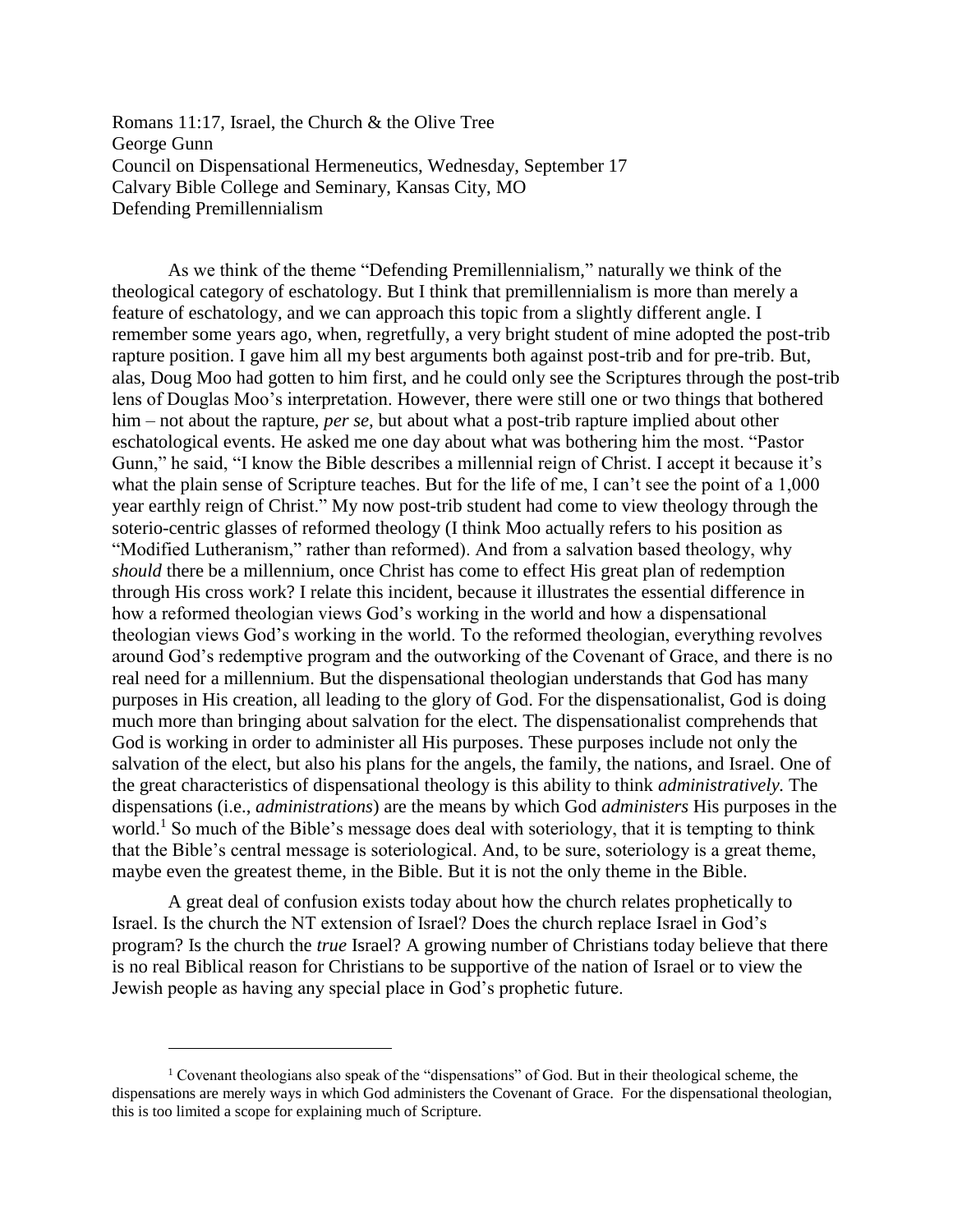Romans 11:17, Israel, the Church & the Olive Tree
George Gunn
Council on Dispensational Hermeneutics, Wednesday, September 17
Calvary Bible College and Seminary, Kansas City, MO
Defending Premillennialism

As we think of the theme "Defending Premillennialism," naturally we think of the theological category of eschatology. But I think that premillennialism is more than merely a feature of eschatology, and we can approach this topic from a slightly different angle. I remember some years ago, when, regretfully, a very bright student of mine adopted the post-trib rapture position. I gave him all my best arguments both against post-trib and for pre-trib. But, alas, Doug Moo had gotten to him first, and he could only see the Scriptures through the post-trib lens of Douglas Moo's interpretation. However, there were still one or two things that bothered him – not about the rapture, *per se,* but about what a post-trib rapture implied about other eschatological events. He asked me one day about what was bothering him the most. "Pastor Gunn," he said, "I know the Bible describes a millennial reign of Christ. I accept it because it's what the plain sense of Scripture teaches. But for the life of me, I can't see the point of a 1,000 year earthly reign of Christ." My now post-trib student had come to view theology through the soterio-centric glasses of reformed theology (I think Moo actually refers to his position as "Modified Lutheranism," rather than reformed). And from a salvation based theology, why *should* there be a millennium, once Christ has come to effect His great plan of redemption through His cross work? I relate this incident, because it illustrates the essential difference in how a reformed theologian views God's working in the world and how a dispensational theologian views God's working in the world. To the reformed theologian, everything revolves around God's redemptive program and the outworking of the Covenant of Grace, and there is no real need for a millennium. But the dispensational theologian understands that God has many purposes in His creation, all leading to the glory of God. For the dispensationalist, God is doing much more than bringing about salvation for the elect. The dispensationalist comprehends that God is working in order to administer all His purposes. These purposes include not only the salvation of the elect, but also his plans for the angels, the family, the nations, and Israel. One of the great characteristics of dispensational theology is this ability to think *administratively.* The dispensations (i.e., *administrations*) are the means by which God *administers* His purposes in the world.[1] So much of the Bible's message does deal with soteriology, that it is tempting to think that the Bible's central message is soteriological. And, to be sure, soteriology is a great theme, maybe even the greatest theme, in the Bible. But it is not the only theme in the Bible.

A great deal of confusion exists today about how the church relates prophetically to Israel. Is the church the NT extension of Israel? Does the church replace Israel in God's program? Is the church the *true* Israel? A growing number of Christians today believe that there is no real Biblical reason for Christians to be supportive of the nation of Israel or to view the Jewish people as having any special place in God's prophetic future.

[1] Covenant theologians also speak of the "dispensations" of God. But in their theological scheme, the dispensations are merely ways in which God administers the Covenant of Grace. For the dispensational theologian, this is too limited a scope for explaining much of Scripture.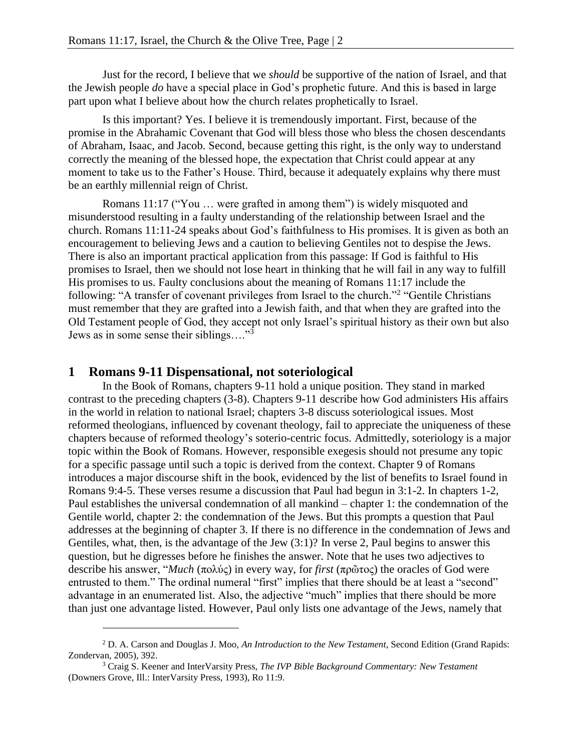Just for the record, I believe that we *should* be supportive of the nation of Israel, and that the Jewish people *do* have a special place in God's prophetic future. And this is based in large part upon what I believe about how the church relates prophetically to Israel.

Is this important? Yes. I believe it is tremendously important. First, because of the promise in the Abrahamic Covenant that God will bless those who bless the chosen descendants of Abraham, Isaac, and Jacob. Second, because getting this right, is the only way to understand correctly the meaning of the blessed hope, the expectation that Christ could appear at any moment to take us to the Father's House. Third, because it adequately explains why there must be an earthly millennial reign of Christ.

Romans 11:17 ("You … were grafted in among them") is widely misquoted and misunderstood resulting in a faulty understanding of the relationship between Israel and the church. Romans 11:11-24 speaks about God's faithfulness to His promises. It is given as both an encouragement to believing Jews and a caution to believing Gentiles not to despise the Jews. There is also an important practical application from this passage: If God is faithful to His promises to Israel, then we should not lose heart in thinking that he will fail in any way to fulfill His promises to us. Faulty conclusions about the meaning of Romans 11:17 include the following: "A transfer of covenant privileges from Israel to the church."[2] "Gentile Christians must remember that they are grafted into a Jewish faith, and that when they are grafted into the Old Testament people of God, they accept not only Israel's spiritual history as their own but also Jews as in some sense their siblings…."[3]

# 1 Romans 9-11 Dispensational, not soteriological

In the Book of Romans, chapters 9-11 hold a unique position. They stand in marked contrast to the preceding chapters (3-8). Chapters 9-11 describe how God administers His affairs in the world in relation to national Israel; chapters 3-8 discuss soteriological issues. Most reformed theologians, influenced by covenant theology, fail to appreciate the uniqueness of these chapters because of reformed theology's soterio-centric focus. Admittedly, soteriology is a major topic within the Book of Romans. However, responsible exegesis should not presume any topic for a specific passage until such a topic is derived from the context. Chapter 9 of Romans introduces a major discourse shift in the book, evidenced by the list of benefits to Israel found in Romans 9:4-5. These verses resume a discussion that Paul had begun in 3:1-2. In chapters 1-2, Paul establishes the universal condemnation of all mankind – chapter 1: the condemnation of the Gentile world, chapter 2: the condemnation of the Jews. But this prompts a question that Paul addresses at the beginning of chapter 3. If there is no difference in the condemnation of Jews and Gentiles, what, then, is the advantage of the Jew (3:1)? In verse 2, Paul begins to answer this question, but he digresses before he finishes the answer. Note that he uses two adjectives to describe his answer, "*Much* (πολύς) in every way, for *first* (πρῶτος) the oracles of God were entrusted to them." The ordinal numeral "first" implies that there should be at least a "second" advantage in an enumerated list. Also, the adjective "much" implies that there should be more than just one advantage listed. However, Paul only lists one advantage of the Jews, namely that

---

[2] D. A. Carson and Douglas J. Moo, *An Introduction to the New Testament*, Second Edition (Grand Rapids: Zondervan, 2005), 392.

[3] Craig S. Keener and InterVarsity Press, *The IVP Bible Background Commentary: New Testament* (Downers Grove, Ill.: InterVarsity Press, 1993), Ro 11:9.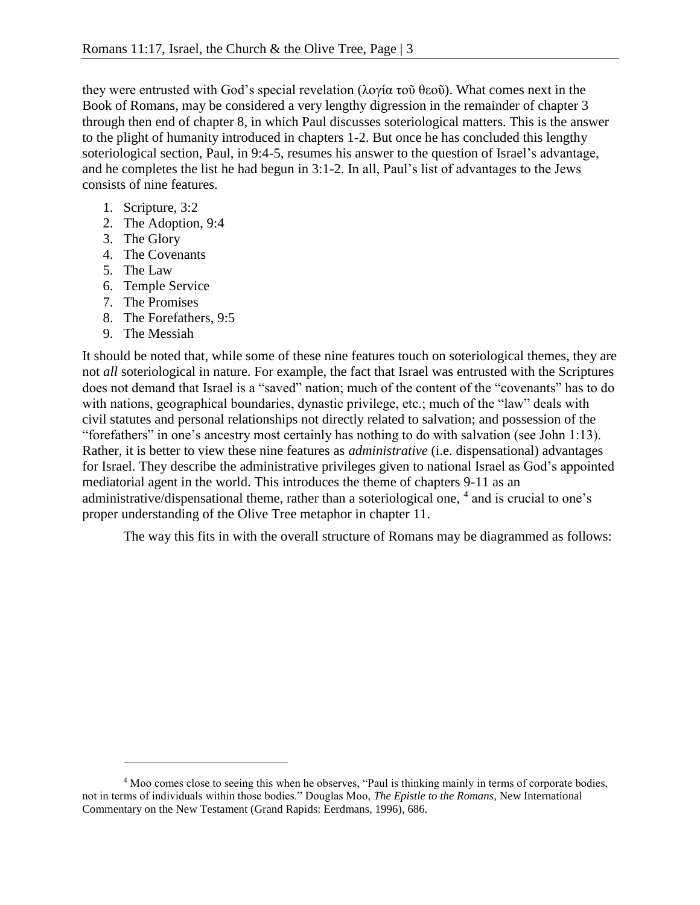they were entrusted with God's special revelation (λογία τοῦ θεοῦ). What comes next in the Book of Romans, may be considered a very lengthy digression in the remainder of chapter 3 through then end of chapter 8, in which Paul discusses soteriological matters. This is the answer to the plight of humanity introduced in chapters 1-2. But once he has concluded this lengthy soteriological section, Paul, in 9:4-5, resumes his answer to the question of Israel's advantage, and he completes the list he had begun in 3:1-2. In all, Paul's list of advantages to the Jews consists of nine features.

1. Scripture, 3:2
2. The Adoption, 9:4
3. The Glory
4. The Covenants
5. The Law
6. Temple Service
7. The Promises
8. The Forefathers, 9:5
9. The Messiah

It should be noted that, while some of these nine features touch on soteriological themes, they are not *all* soteriological in nature. For example, the fact that Israel was entrusted with the Scriptures does not demand that Israel is a "saved" nation; much of the content of the "covenants" has to do with nations, geographical boundaries, dynastic privilege, etc.; much of the "law" deals with civil statutes and personal relationships not directly related to salvation; and possession of the "forefathers" in one's ancestry most certainly has nothing to do with salvation (see John 1:13). Rather, it is better to view these nine features as *administrative* (i.e. dispensational) advantages for Israel. They describe the administrative privileges given to national Israel as God's appointed mediatorial agent in the world. This introduces the theme of chapters 9-11 as an administrative/dispensational theme, rather than a soteriological one, [4] and is crucial to one's proper understanding of the Olive Tree metaphor in chapter 11.

The way this fits in with the overall structure of Romans may be diagrammed as follows:

[4] Moo comes close to seeing this when he observes, "Paul is thinking mainly in terms of corporate bodies, not in terms of individuals within those bodies." Douglas Moo, *The Epistle to the Romans,* New International Commentary on the New Testament (Grand Rapids: Eerdmans, 1996), 686.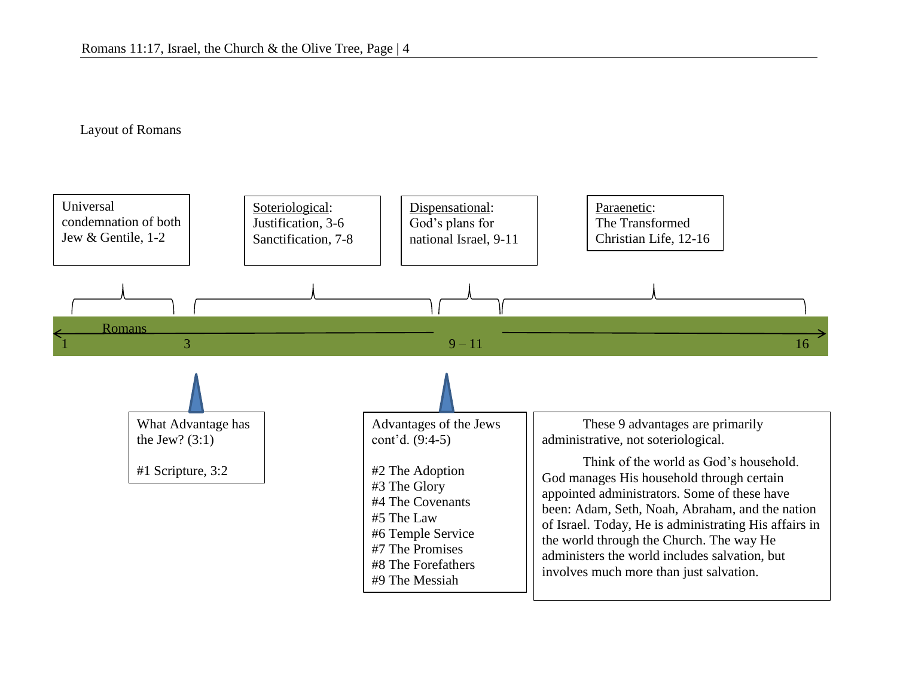Layout of Romans

Universal condemnation of both Jew & Gentile, 1-2

Soteriological:
Justification, 3-6
Sanctification, 7-8

Dispensational:
God's plans for national Israel, 9-11

Paraenetic:
The Transformed Christian Life, 12-16

Romans

1 3 9 – 11 16

What Advantage has the Jew? (3:1)

#1 Scripture, 3:2

Advantages of the Jews cont'd. (9:4-5)

#2 The Adoption
#3 The Glory
#4 The Covenants
#5 The Law
#6 Temple Service
#7 The Promises
#8 The Forefathers
#9 The Messiah

These 9 advantages are primarily administrative, not soteriological.

Think of the world as God's household. God manages His household through certain appointed administrators. Some of these have been: Adam, Seth, Noah, Abraham, and the nation of Israel. Today, He is administrating His affairs in the world through the Church. The way He administers the world includes salvation, but involves much more than just salvation.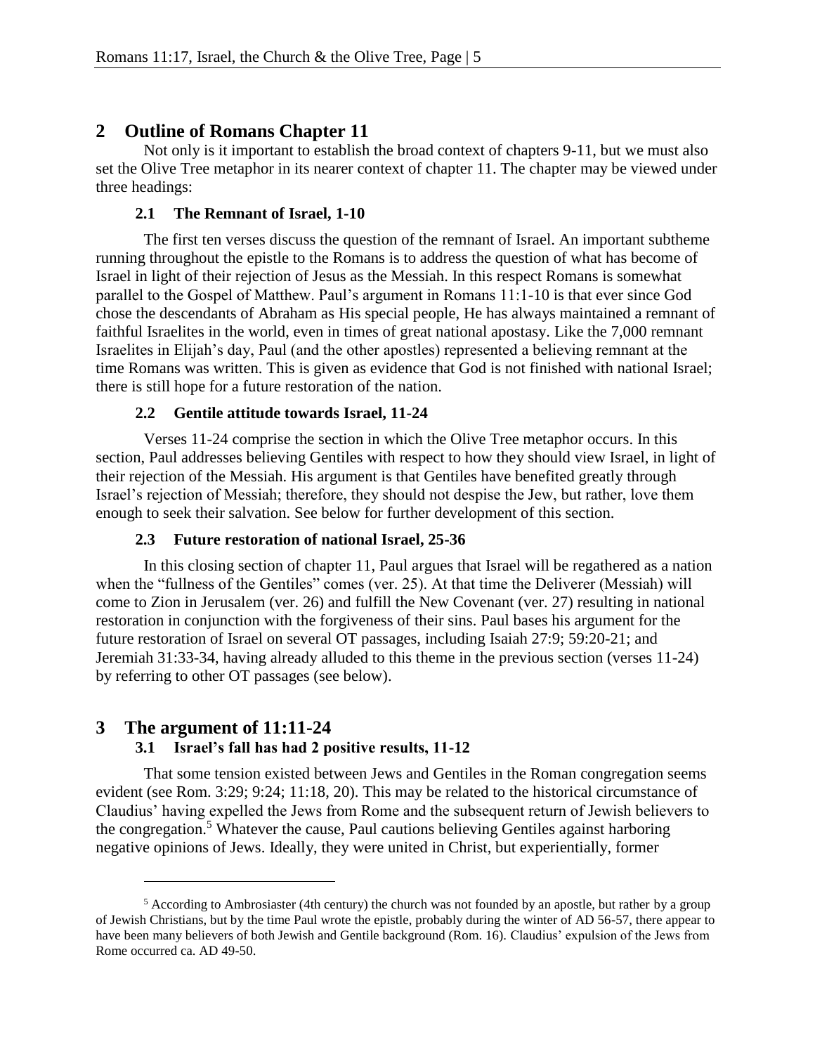## 2 Outline of Romans Chapter 11

Not only is it important to establish the broad context of chapters 9-11, but we must also set the Olive Tree metaphor in its nearer context of chapter 11. The chapter may be viewed under three headings:

### 2.1 The Remnant of Israel, 1-10

The first ten verses discuss the question of the remnant of Israel. An important subtheme running throughout the epistle to the Romans is to address the question of what has become of Israel in light of their rejection of Jesus as the Messiah. In this respect Romans is somewhat parallel to the Gospel of Matthew. Paul's argument in Romans 11:1-10 is that ever since God chose the descendants of Abraham as His special people, He has always maintained a remnant of faithful Israelites in the world, even in times of great national apostasy. Like the 7,000 remnant Israelites in Elijah's day, Paul (and the other apostles) represented a believing remnant at the time Romans was written. This is given as evidence that God is not finished with national Israel; there is still hope for a future restoration of the nation.

### 2.2 Gentile attitude towards Israel, 11-24

Verses 11-24 comprise the section in which the Olive Tree metaphor occurs. In this section, Paul addresses believing Gentiles with respect to how they should view Israel, in light of their rejection of the Messiah. His argument is that Gentiles have benefited greatly through Israel's rejection of Messiah; therefore, they should not despise the Jew, but rather, love them enough to seek their salvation. See below for further development of this section.

### 2.3 Future restoration of national Israel, 25-36

In this closing section of chapter 11, Paul argues that Israel will be regathered as a nation when the "fullness of the Gentiles" comes (ver. 25). At that time the Deliverer (Messiah) will come to Zion in Jerusalem (ver. 26) and fulfill the New Covenant (ver. 27) resulting in national restoration in conjunction with the forgiveness of their sins. Paul bases his argument for the future restoration of Israel on several OT passages, including Isaiah 27:9; 59:20-21; and Jeremiah 31:33-34, having already alluded to this theme in the previous section (verses 11-24) by referring to other OT passages (see below).

## 3 The argument of 11:11-24

### 3.1 Israel's fall has had 2 positive results, 11-12

That some tension existed between Jews and Gentiles in the Roman congregation seems evident (see Rom. 3:29; 9:24; 11:18, 20). This may be related to the historical circumstance of Claudius' having expelled the Jews from Rome and the subsequent return of Jewish believers to the congregation.[5] Whatever the cause, Paul cautions believing Gentiles against harboring negative opinions of Jews. Ideally, they were united in Christ, but experientially, former

[5] According to Ambrosiaster (4th century) the church was not founded by an apostle, but rather by a group of Jewish Christians, but by the time Paul wrote the epistle, probably during the winter of AD 56-57, there appear to have been many believers of both Jewish and Gentile background (Rom. 16). Claudius' expulsion of the Jews from Rome occurred ca. AD 49-50.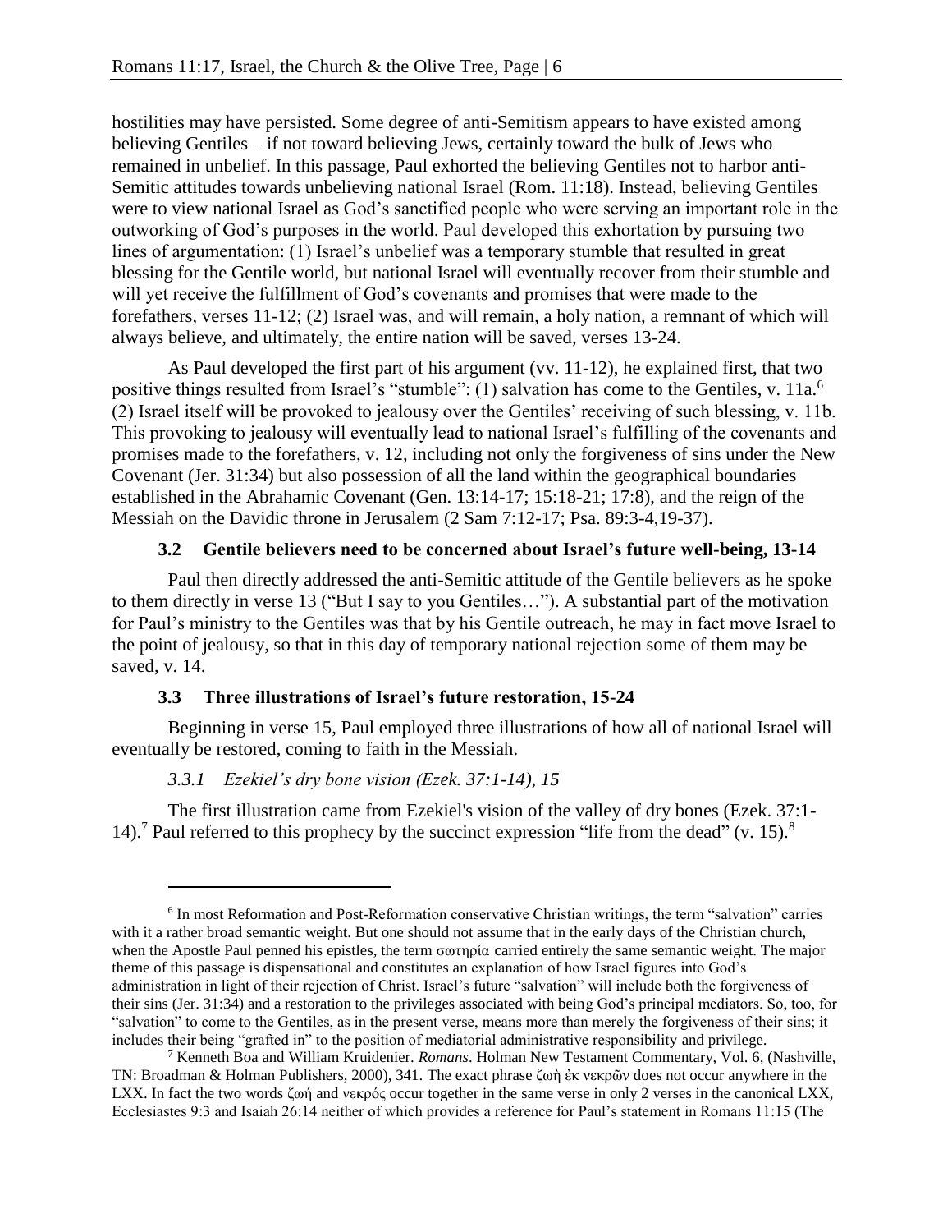hostilities may have persisted. Some degree of anti-Semitism appears to have existed among believing Gentiles – if not toward believing Jews, certainly toward the bulk of Jews who remained in unbelief. In this passage, Paul exhorted the believing Gentiles not to harbor anti-Semitic attitudes towards unbelieving national Israel (Rom. 11:18). Instead, believing Gentiles were to view national Israel as God's sanctified people who were serving an important role in the outworking of God's purposes in the world. Paul developed this exhortation by pursuing two lines of argumentation: (1) Israel's unbelief was a temporary stumble that resulted in great blessing for the Gentile world, but national Israel will eventually recover from their stumble and will yet receive the fulfillment of God's covenants and promises that were made to the forefathers, verses 11-12; (2) Israel was, and will remain, a holy nation, a remnant of which will always believe, and ultimately, the entire nation will be saved, verses 13-24.

As Paul developed the first part of his argument (vv. 11-12), he explained first, that two positive things resulted from Israel's "stumble": (1) salvation has come to the Gentiles, v. 11a.[6] (2) Israel itself will be provoked to jealousy over the Gentiles' receiving of such blessing, v. 11b. This provoking to jealousy will eventually lead to national Israel's fulfilling of the covenants and promises made to the forefathers, v. 12, including not only the forgiveness of sins under the New Covenant (Jer. 31:34) but also possession of all the land within the geographical boundaries established in the Abrahamic Covenant (Gen. 13:14-17; 15:18-21; 17:8), and the reign of the Messiah on the Davidic throne in Jerusalem (2 Sam 7:12-17; Psa. 89:3-4,19-37).

### 3.2 Gentile believers need to be concerned about Israel's future well-being, 13-14

Paul then directly addressed the anti-Semitic attitude of the Gentile believers as he spoke to them directly in verse 13 ("But I say to you Gentiles…"). A substantial part of the motivation for Paul's ministry to the Gentiles was that by his Gentile outreach, he may in fact move Israel to the point of jealousy, so that in this day of temporary national rejection some of them may be saved, v. 14.

### 3.3 Three illustrations of Israel's future restoration, 15-24

Beginning in verse 15, Paul employed three illustrations of how all of national Israel will eventually be restored, coming to faith in the Messiah.

#### *3.3.1 Ezekiel's dry bone vision (Ezek. 37:1-14), 15*

The first illustration came from Ezekiel's vision of the valley of dry bones (Ezek. 37:1-14).[7] Paul referred to this prophecy by the succinct expression "life from the dead" (v. 15).[8]

---

[6] In most Reformation and Post-Reformation conservative Christian writings, the term "salvation" carries with it a rather broad semantic weight. But one should not assume that in the early days of the Christian church, when the Apostle Paul penned his epistles, the term σωτηρία carried entirely the same semantic weight. The major theme of this passage is dispensational and constitutes an explanation of how Israel figures into God's administration in light of their rejection of Christ. Israel's future "salvation" will include both the forgiveness of their sins (Jer. 31:34) and a restoration to the privileges associated with being God's principal mediators. So, too, for "salvation" to come to the Gentiles, as in the present verse, means more than merely the forgiveness of their sins; it includes their being "grafted in" to the position of mediatorial administrative responsibility and privilege.

[7] Kenneth Boa and William Kruidenier. *Romans*. Holman New Testament Commentary, Vol. 6, (Nashville, TN: Broadman & Holman Publishers, 2000), 341. The exact phrase ζωὴ ἐκ νεκρῶν does not occur anywhere in the LXX. In fact the two words ζωή and νεκρός occur together in the same verse in only 2 verses in the canonical LXX, Ecclesiastes 9:3 and Isaiah 26:14 neither of which provides a reference for Paul's statement in Romans 11:15 (The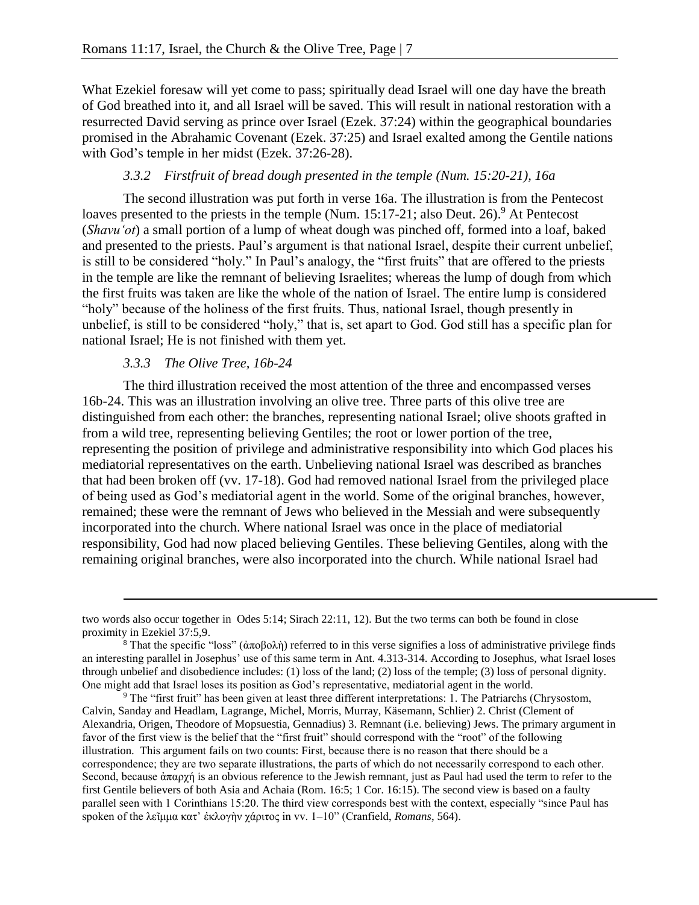What Ezekiel foresaw will yet come to pass; spiritually dead Israel will one day have the breath of God breathed into it, and all Israel will be saved. This will result in national restoration with a resurrected David serving as prince over Israel (Ezek. 37:24) within the geographical boundaries promised in the Abrahamic Covenant (Ezek. 37:25) and Israel exalted among the Gentile nations with God's temple in her midst (Ezek. 37:26-28).

### *3.3.2 Firstfruit of bread dough presented in the temple (Num. 15:20-21), 16a*

The second illustration was put forth in verse 16a. The illustration is from the Pentecost loaves presented to the priests in the temple (Num. 15:17-21; also Deut. 26).[9] At Pentecost (*Shavu'ot*) a small portion of a lump of wheat dough was pinched off, formed into a loaf, baked and presented to the priests. Paul's argument is that national Israel, despite their current unbelief, is still to be considered "holy." In Paul's analogy, the "first fruits" that are offered to the priests in the temple are like the remnant of believing Israelites; whereas the lump of dough from which the first fruits was taken are like the whole of the nation of Israel. The entire lump is considered "holy" because of the holiness of the first fruits. Thus, national Israel, though presently in unbelief, is still to be considered "holy," that is, set apart to God. God still has a specific plan for national Israel; He is not finished with them yet.

### *3.3.3 The Olive Tree, 16b-24*

The third illustration received the most attention of the three and encompassed verses 16b-24. This was an illustration involving an olive tree. Three parts of this olive tree are distinguished from each other: the branches, representing national Israel; olive shoots grafted in from a wild tree, representing believing Gentiles; the root or lower portion of the tree, representing the position of privilege and administrative responsibility into which God places his mediatorial representatives on the earth. Unbelieving national Israel was described as branches that had been broken off (vv. 17-18). God had removed national Israel from the privileged place of being used as God's mediatorial agent in the world. Some of the original branches, however, remained; these were the remnant of Jews who believed in the Messiah and were subsequently incorporated into the church. Where national Israel was once in the place of mediatorial responsibility, God had now placed believing Gentiles. These believing Gentiles, along with the remaining original branches, were also incorporated into the church. While national Israel had

---

two words also occur together in Odes 5:14; Sirach 22:11, 12). But the two terms can both be found in close proximity in Ezekiel 37:5,9.

[8] That the specific "loss" (ἀποβολὴ) referred to in this verse signifies a loss of administrative privilege finds an interesting parallel in Josephus' use of this same term in Ant. 4.313-314. According to Josephus, what Israel loses through unbelief and disobedience includes: (1) loss of the land; (2) loss of the temple; (3) loss of personal dignity. One might add that Israel loses its position as God's representative, mediatorial agent in the world.

[9] The "first fruit" has been given at least three different interpretations: 1. The Patriarchs (Chrysostom, Calvin, Sanday and Headlam, Lagrange, Michel, Morris, Murray, Käsemann, Schlier) 2. Christ (Clement of Alexandria, Origen, Theodore of Mopsuestia, Gennadius) 3. Remnant (i.e. believing) Jews. The primary argument in favor of the first view is the belief that the "first fruit" should correspond with the "root" of the following illustration. This argument fails on two counts: First, because there is no reason that there should be a correspondence; they are two separate illustrations, the parts of which do not necessarily correspond to each other. Second, because ἀπαρχή is an obvious reference to the Jewish remnant, just as Paul had used the term to refer to the first Gentile believers of both Asia and Achaia (Rom. 16:5; 1 Cor. 16:15). The second view is based on a faulty parallel seen with 1 Corinthians 15:20. The third view corresponds best with the context, especially "since Paul has spoken of the λεῖμμα κατ' ἐκλογὴν χάριτος in vv. 1–10" (Cranfield, *Romans*, 564).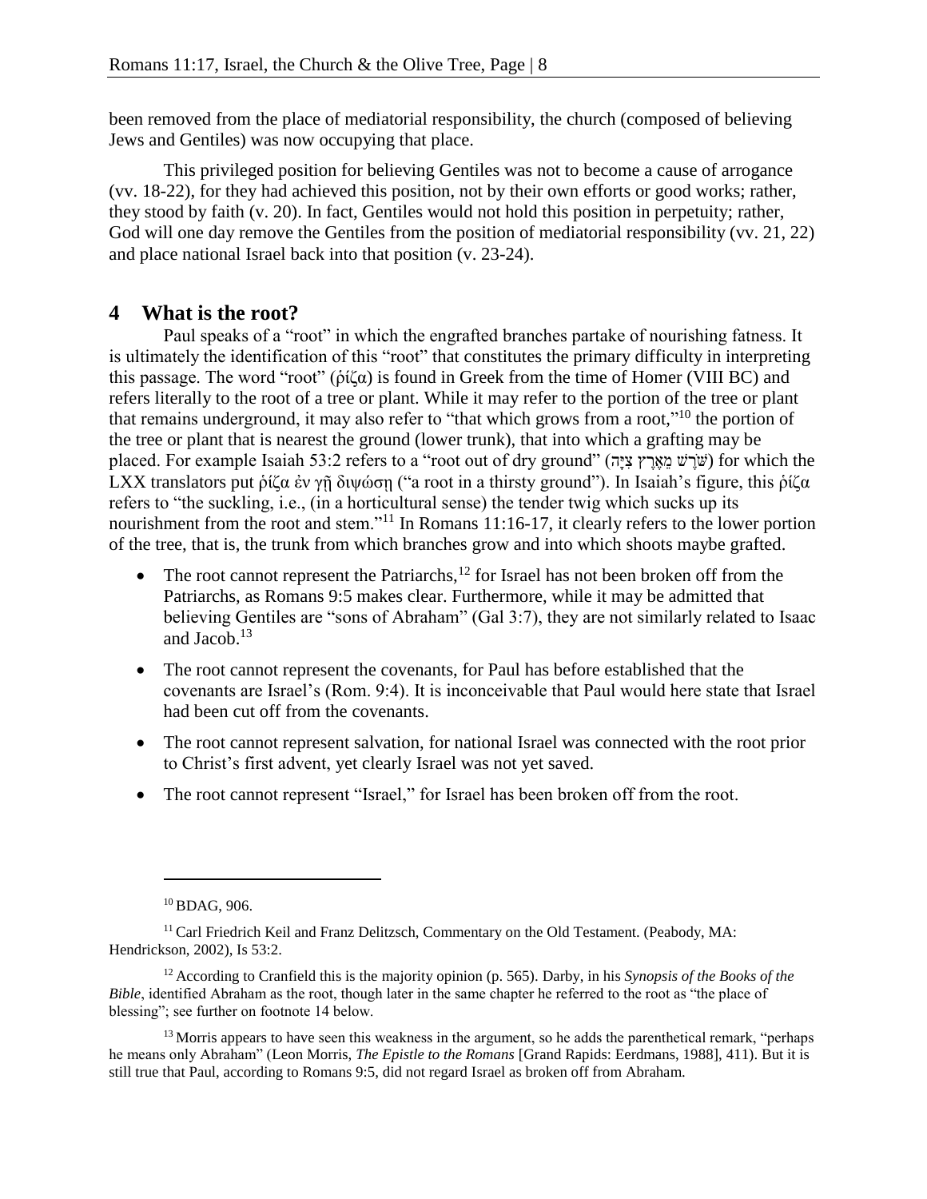been removed from the place of mediatorial responsibility, the church (composed of believing Jews and Gentiles) was now occupying that place.

This privileged position for believing Gentiles was not to become a cause of arrogance (vv. 18-22), for they had achieved this position, not by their own efforts or good works; rather, they stood by faith (v. 20). In fact, Gentiles would not hold this position in perpetuity; rather, God will one day remove the Gentiles from the position of mediatorial responsibility (vv. 21, 22) and place national Israel back into that position (v. 23-24).

## 4 What is the root?

Paul speaks of a "root" in which the engrafted branches partake of nourishing fatness. It is ultimately the identification of this "root" that constitutes the primary difficulty in interpreting this passage. The word "root" (ῥίζα) is found in Greek from the time of Homer (VIII BC) and refers literally to the root of a tree or plant. While it may refer to the portion of the tree or plant that remains underground, it may also refer to "that which grows from a root,"[10] the portion of the tree or plant that is nearest the ground (lower trunk), that into which a grafting may be placed. For example Isaiah 53:2 refers to a "root out of dry ground" (שֹׁרֶשׁ מֵאֶרֶץ צִיָּה) for which the LXX translators put ῥίζα ἐν γῇ διψώσῃ ("a root in a thirsty ground"). In Isaiah's figure, this ῥίζα refers to "the suckling, i.e., (in a horticultural sense) the tender twig which sucks up its nourishment from the root and stem."[11] In Romans 11:16-17, it clearly refers to the lower portion of the tree, that is, the trunk from which branches grow and into which shoots maybe grafted.

- The root cannot represent the Patriarchs,[12] for Israel has not been broken off from the Patriarchs, as Romans 9:5 makes clear. Furthermore, while it may be admitted that believing Gentiles are "sons of Abraham" (Gal 3:7), they are not similarly related to Isaac and Jacob.[13]
- The root cannot represent the covenants, for Paul has before established that the covenants are Israel's (Rom. 9:4). It is inconceivable that Paul would here state that Israel had been cut off from the covenants.
- The root cannot represent salvation, for national Israel was connected with the root prior to Christ's first advent, yet clearly Israel was not yet saved.
- The root cannot represent "Israel," for Israel has been broken off from the root.

---

[10] BDAG, 906.

[11] Carl Friedrich Keil and Franz Delitzsch, Commentary on the Old Testament. (Peabody, MA: Hendrickson, 2002), Is 53:2.

[12] According to Cranfield this is the majority opinion (p. 565). Darby, in his *Synopsis of the Books of the Bible*, identified Abraham as the root, though later in the same chapter he referred to the root as "the place of blessing"; see further on footnote 14 below.

[13] Morris appears to have seen this weakness in the argument, so he adds the parenthetical remark, "perhaps he means only Abraham" (Leon Morris, *The Epistle to the Romans* [Grand Rapids: Eerdmans, 1988], 411). But it is still true that Paul, according to Romans 9:5, did not regard Israel as broken off from Abraham.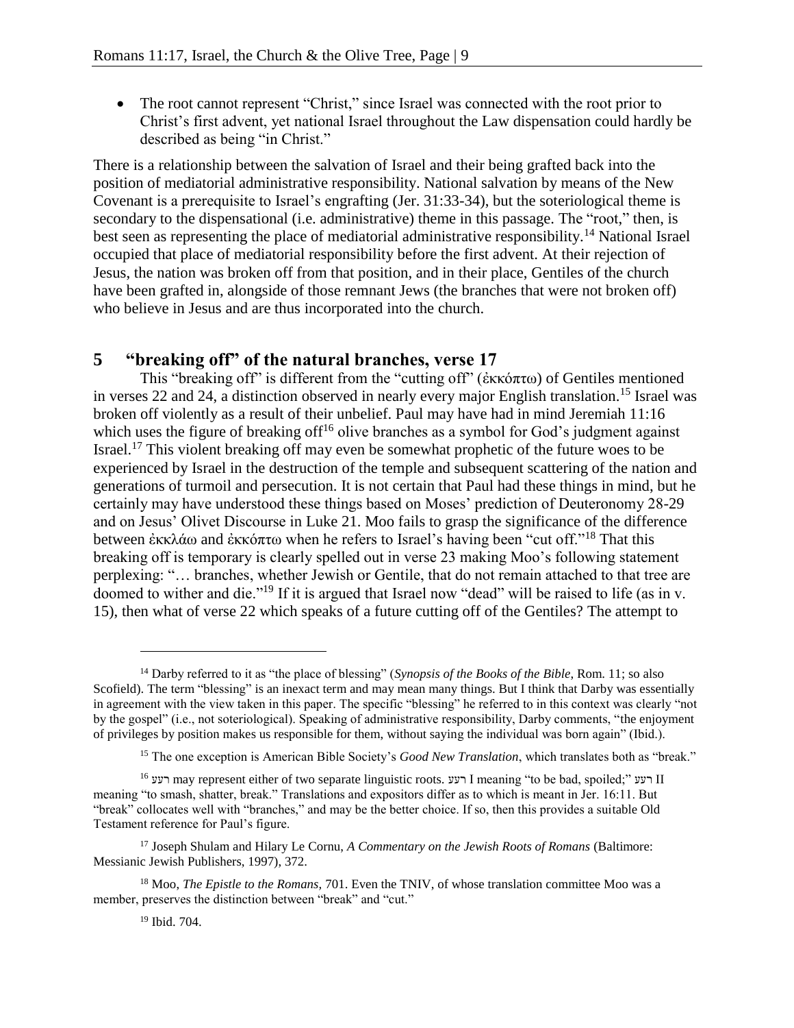- The root cannot represent "Christ," since Israel was connected with the root prior to Christ's first advent, yet national Israel throughout the Law dispensation could hardly be described as being "in Christ."

There is a relationship between the salvation of Israel and their being grafted back into the position of mediatorial administrative responsibility. National salvation by means of the New Covenant is a prerequisite to Israel's engrafting (Jer. 31:33-34), but the soteriological theme is secondary to the dispensational (i.e. administrative) theme in this passage. The "root," then, is best seen as representing the place of mediatorial administrative responsibility.[14] National Israel occupied that place of mediatorial responsibility before the first advent. At their rejection of Jesus, the nation was broken off from that position, and in their place, Gentiles of the church have been grafted in, alongside of those remnant Jews (the branches that were not broken off) who believe in Jesus and are thus incorporated into the church.

## 5 "breaking off" of the natural branches, verse 17

This "breaking off" is different from the "cutting off" (ἐκκόπτω) of Gentiles mentioned in verses 22 and 24, a distinction observed in nearly every major English translation.[15] Israel was broken off violently as a result of their unbelief. Paul may have had in mind Jeremiah 11:16 which uses the figure of breaking off[16] olive branches as a symbol for God's judgment against Israel.[17] This violent breaking off may even be somewhat prophetic of the future woes to be experienced by Israel in the destruction of the temple and subsequent scattering of the nation and generations of turmoil and persecution. It is not certain that Paul had these things in mind, but he certainly may have understood these things based on Moses' prediction of Deuteronomy 28-29 and on Jesus' Olivet Discourse in Luke 21. Moo fails to grasp the significance of the difference between ἐκκλάω and ἐκκόπτω when he refers to Israel's having been "cut off."[18] That this breaking off is temporary is clearly spelled out in verse 23 making Moo's following statement perplexing: "… branches, whether Jewish or Gentile, that do not remain attached to that tree are doomed to wither and die."[19] If it is argued that Israel now "dead" will be raised to life (as in v. 15), then what of verse 22 which speaks of a future cutting off of the Gentiles? The attempt to

---

[14] Darby referred to it as "the place of blessing" (*Synopsis of the Books of the Bible*, Rom. 11; so also Scofield). The term "blessing" is an inexact term and may mean many things. But I think that Darby was essentially in agreement with the view taken in this paper. The specific "blessing" he referred to in this context was clearly "not by the gospel" (i.e., not soteriological). Speaking of administrative responsibility, Darby comments, "the enjoyment of privileges by position makes us responsible for them, without saying the individual was born again" (Ibid.).

[15] The one exception is American Bible Society's *Good New Translation*, which translates both as "break."

[16] רעע may represent either of two separate linguistic roots. רעע I meaning "to be bad, spoiled;" רעע II meaning "to smash, shatter, break." Translations and expositors differ as to which is meant in Jer. 16:11. But "break" collocates well with "branches," and may be the better choice. If so, then this provides a suitable Old Testament reference for Paul's figure.

[17] Joseph Shulam and Hilary Le Cornu, *A Commentary on the Jewish Roots of Romans* (Baltimore: Messianic Jewish Publishers, 1997), 372.

[18] Moo, *The Epistle to the Romans,* 701. Even the TNIV, of whose translation committee Moo was a member, preserves the distinction between "break" and "cut."

[19] Ibid. 704.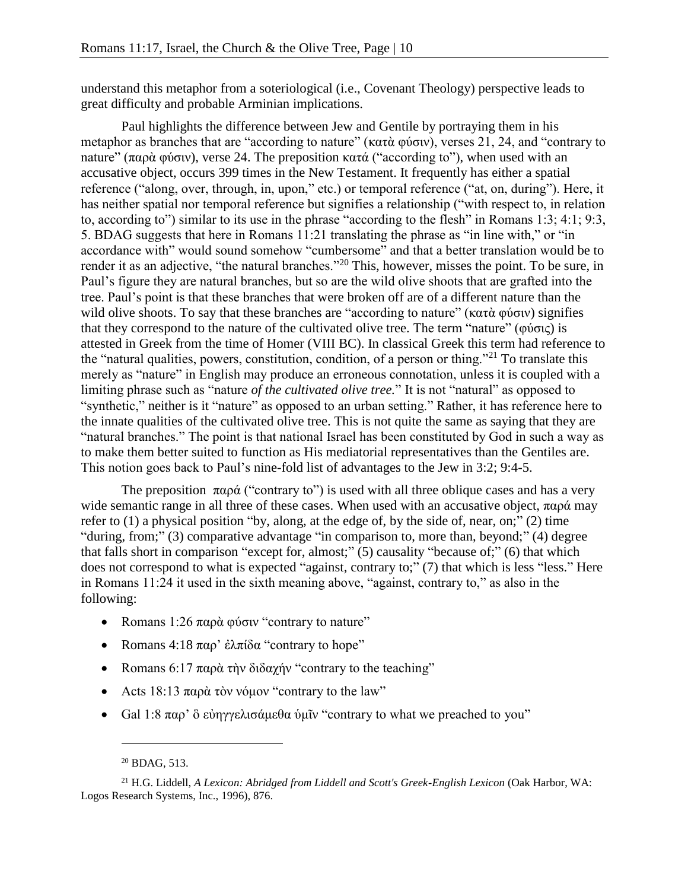understand this metaphor from a soteriological (i.e., Covenant Theology) perspective leads to great difficulty and probable Arminian implications.

Paul highlights the difference between Jew and Gentile by portraying them in his metaphor as branches that are "according to nature" (κατὰ φύσιν), verses 21, 24, and "contrary to nature" (παρὰ φύσιν), verse 24. The preposition κατά ("according to"), when used with an accusative object, occurs 399 times in the New Testament. It frequently has either a spatial reference ("along, over, through, in, upon," etc.) or temporal reference ("at, on, during"). Here, it has neither spatial nor temporal reference but signifies a relationship ("with respect to, in relation to, according to") similar to its use in the phrase "according to the flesh" in Romans 1:3; 4:1; 9:3, 5. BDAG suggests that here in Romans 11:21 translating the phrase as "in line with," or "in accordance with" would sound somehow "cumbersome" and that a better translation would be to render it as an adjective, "the natural branches."[20] This, however, misses the point. To be sure, in Paul's figure they are natural branches, but so are the wild olive shoots that are grafted into the tree. Paul's point is that these branches that were broken off are of a different nature than the wild olive shoots. To say that these branches are "according to nature" (κατὰ φύσιν) signifies that they correspond to the nature of the cultivated olive tree. The term "nature" (φύσις) is attested in Greek from the time of Homer (VIII BC). In classical Greek this term had reference to the "natural qualities, powers, constitution, condition, of a person or thing."[21] To translate this merely as "nature" in English may produce an erroneous connotation, unless it is coupled with a limiting phrase such as "nature *of the cultivated olive tree.*" It is not "natural" as opposed to "synthetic," neither is it "nature" as opposed to an urban setting." Rather, it has reference here to the innate qualities of the cultivated olive tree. This is not quite the same as saying that they are "natural branches." The point is that national Israel has been constituted by God in such a way as to make them better suited to function as His mediatorial representatives than the Gentiles are. This notion goes back to Paul's nine-fold list of advantages to the Jew in 3:2; 9:4-5.

The preposition παρά ("contrary to") is used with all three oblique cases and has a very wide semantic range in all three of these cases. When used with an accusative object, παρά may refer to (1) a physical position "by, along, at the edge of, by the side of, near, on;" (2) time "during, from;" (3) comparative advantage "in comparison to, more than, beyond;" (4) degree that falls short in comparison "except for, almost;" (5) causality "because of;" (6) that which does not correspond to what is expected "against, contrary to;" (7) that which is less "less." Here in Romans 11:24 it used in the sixth meaning above, "against, contrary to," as also in the following:

- Romans 1:26 παρὰ φύσιν "contrary to nature"
- Romans 4:18 παρ' ἐλπίδα "contrary to hope"
- Romans 6:17 παρὰ τὴν διδαχήν "contrary to the teaching"
- Acts 18:13 παρὰ τὸν νόμον "contrary to the law"
- Gal 1:8 παρ' ὃ εὐηγγελισάμεθα ὑμῖν "contrary to what we preached to you"

---

[20] BDAG, 513.

[21] H.G. Liddell, *A Lexicon: Abridged from Liddell and Scott's Greek-English Lexicon* (Oak Harbor, WA: Logos Research Systems, Inc., 1996), 876.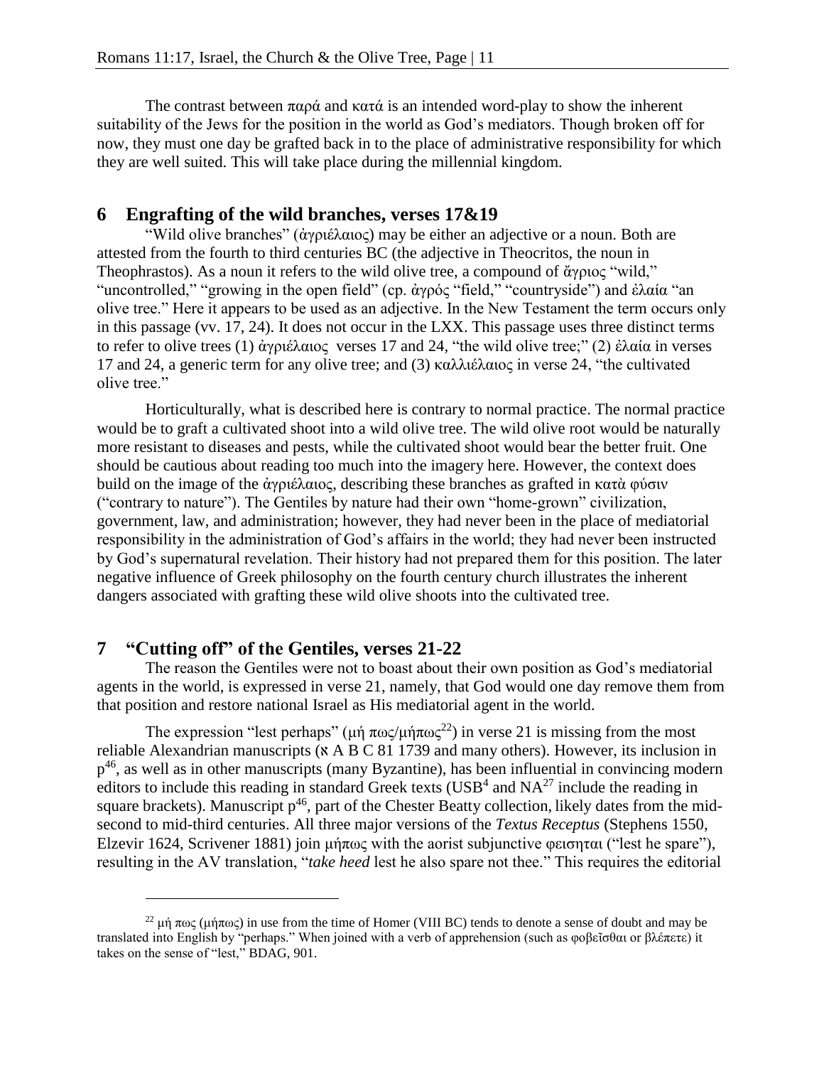The contrast between παρά and κατά is an intended word-play to show the inherent suitability of the Jews for the position in the world as God's mediators. Though broken off for now, they must one day be grafted back in to the place of administrative responsibility for which they are well suited. This will take place during the millennial kingdom.

## 6 Engrafting of the wild branches, verses 17&19

"Wild olive branches" (ἀγριέλαιος) may be either an adjective or a noun. Both are attested from the fourth to third centuries BC (the adjective in Theocritos, the noun in Theophrastos). As a noun it refers to the wild olive tree, a compound of ἄγριος "wild," "uncontrolled," "growing in the open field" (cp. ἀγρός "field," "countryside") and ἐλαία "an olive tree." Here it appears to be used as an adjective. In the New Testament the term occurs only in this passage (vv. 17, 24). It does not occur in the LXX. This passage uses three distinct terms to refer to olive trees (1) ἀγριέλαιος verses 17 and 24, "the wild olive tree;" (2) ἐλαία in verses 17 and 24, a generic term for any olive tree; and (3) καλλιέλαιος in verse 24, "the cultivated olive tree."

Horticulturally, what is described here is contrary to normal practice. The normal practice would be to graft a cultivated shoot into a wild olive tree. The wild olive root would be naturally more resistant to diseases and pests, while the cultivated shoot would bear the better fruit. One should be cautious about reading too much into the imagery here. However, the context does build on the image of the ἀγριέλαιος, describing these branches as grafted in κατὰ φύσιν ("contrary to nature"). The Gentiles by nature had their own "home-grown" civilization, government, law, and administration; however, they had never been in the place of mediatorial responsibility in the administration of God's affairs in the world; they had never been instructed by God's supernatural revelation. Their history had not prepared them for this position. The later negative influence of Greek philosophy on the fourth century church illustrates the inherent dangers associated with grafting these wild olive shoots into the cultivated tree.

## 7 "Cutting off" of the Gentiles, verses 21-22

The reason the Gentiles were not to boast about their own position as God's mediatorial agents in the world, is expressed in verse 21, namely, that God would one day remove them from that position and restore national Israel as His mediatorial agent in the world.

The expression "lest perhaps" (μή πως/μήπως[22]) in verse 21 is missing from the most reliable Alexandrian manuscripts (א A B C 81 1739 and many others). However, its inclusion in p[46], as well as in other manuscripts (many Byzantine), has been influential in convincing modern editors to include this reading in standard Greek texts (USB[4] and NA[27] include the reading in square brackets). Manuscript p[46], part of the Chester Beatty collection, likely dates from the mid-second to mid-third centuries. All three major versions of the *Textus Receptus* (Stephens 1550, Elzevir 1624, Scrivener 1881) join μήπως with the aorist subjunctive φεισηται ("lest he spare"), resulting in the AV translation, "*take heed* lest he also spare not thee." This requires the editorial

[22] μή πως (μήπως) in use from the time of Homer (VIII BC) tends to denote a sense of doubt and may be translated into English by "perhaps." When joined with a verb of apprehension (such as φοβεῖσθαι or βλέπετε) it takes on the sense of "lest," BDAG, 901.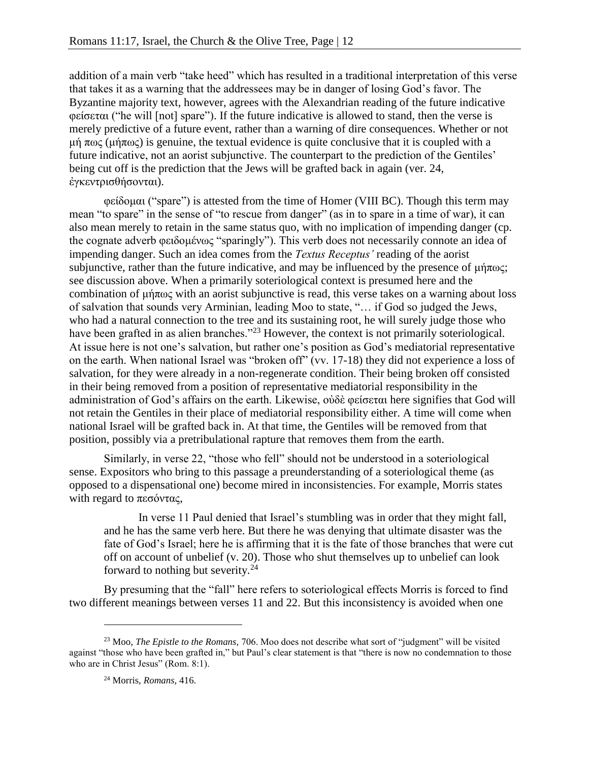addition of a main verb "take heed" which has resulted in a traditional interpretation of this verse that takes it as a warning that the addressees may be in danger of losing God's favor. The Byzantine majority text, however, agrees with the Alexandrian reading of the future indicative φείσεται ("he will [not] spare"). If the future indicative is allowed to stand, then the verse is merely predictive of a future event, rather than a warning of dire consequences. Whether or not μή πως (μήπως) is genuine, the textual evidence is quite conclusive that it is coupled with a future indicative, not an aorist subjunctive. The counterpart to the prediction of the Gentiles' being cut off is the prediction that the Jews will be grafted back in again (ver. 24, ἐγκεντρισθήσονται).

φείδομαι ("spare") is attested from the time of Homer (VIII BC). Though this term may mean "to spare" in the sense of "to rescue from danger" (as in to spare in a time of war), it can also mean merely to retain in the same status quo, with no implication of impending danger (cp. the cognate adverb φειδομένως "sparingly"). This verb does not necessarily connote an idea of impending danger. Such an idea comes from the *Textus Receptus'* reading of the aorist subjunctive, rather than the future indicative, and may be influenced by the presence of μήπως; see discussion above. When a primarily soteriological context is presumed here and the combination of μήπως with an aorist subjunctive is read, this verse takes on a warning about loss of salvation that sounds very Arminian, leading Moo to state, "… if God so judged the Jews, who had a natural connection to the tree and its sustaining root, he will surely judge those who have been grafted in as alien branches."[23] However, the context is not primarily soteriological. At issue here is not one's salvation, but rather one's position as God's mediatorial representative on the earth. When national Israel was "broken off" (vv. 17-18) they did not experience a loss of salvation, for they were already in a non-regenerate condition. Their being broken off consisted in their being removed from a position of representative mediatorial responsibility in the administration of God's affairs on the earth. Likewise, οὐδὲ φείσεται here signifies that God will not retain the Gentiles in their place of mediatorial responsibility either. A time will come when national Israel will be grafted back in. At that time, the Gentiles will be removed from that position, possibly via a pretribulational rapture that removes them from the earth.

Similarly, in verse 22, "those who fell" should not be understood in a soteriological sense. Expositors who bring to this passage a preunderstanding of a soteriological theme (as opposed to a dispensational one) become mired in inconsistencies. For example, Morris states with regard to πεσόντας,

> In verse 11 Paul denied that Israel's stumbling was in order that they might fall, and he has the same verb here. But there he was denying that ultimate disaster was the fate of God's Israel; here he is affirming that it is the fate of those branches that were cut off on account of unbelief (v. 20). Those who shut themselves up to unbelief can look forward to nothing but severity.[24]

By presuming that the "fall" here refers to soteriological effects Morris is forced to find two different meanings between verses 11 and 22. But this inconsistency is avoided when one

---

[23] Moo, *The Epistle to the Romans,* 706. Moo does not describe what sort of "judgment" will be visited against "those who have been grafted in," but Paul's clear statement is that "there is now no condemnation to those who are in Christ Jesus" (Rom. 8:1).

[24] Morris, *Romans,* 416.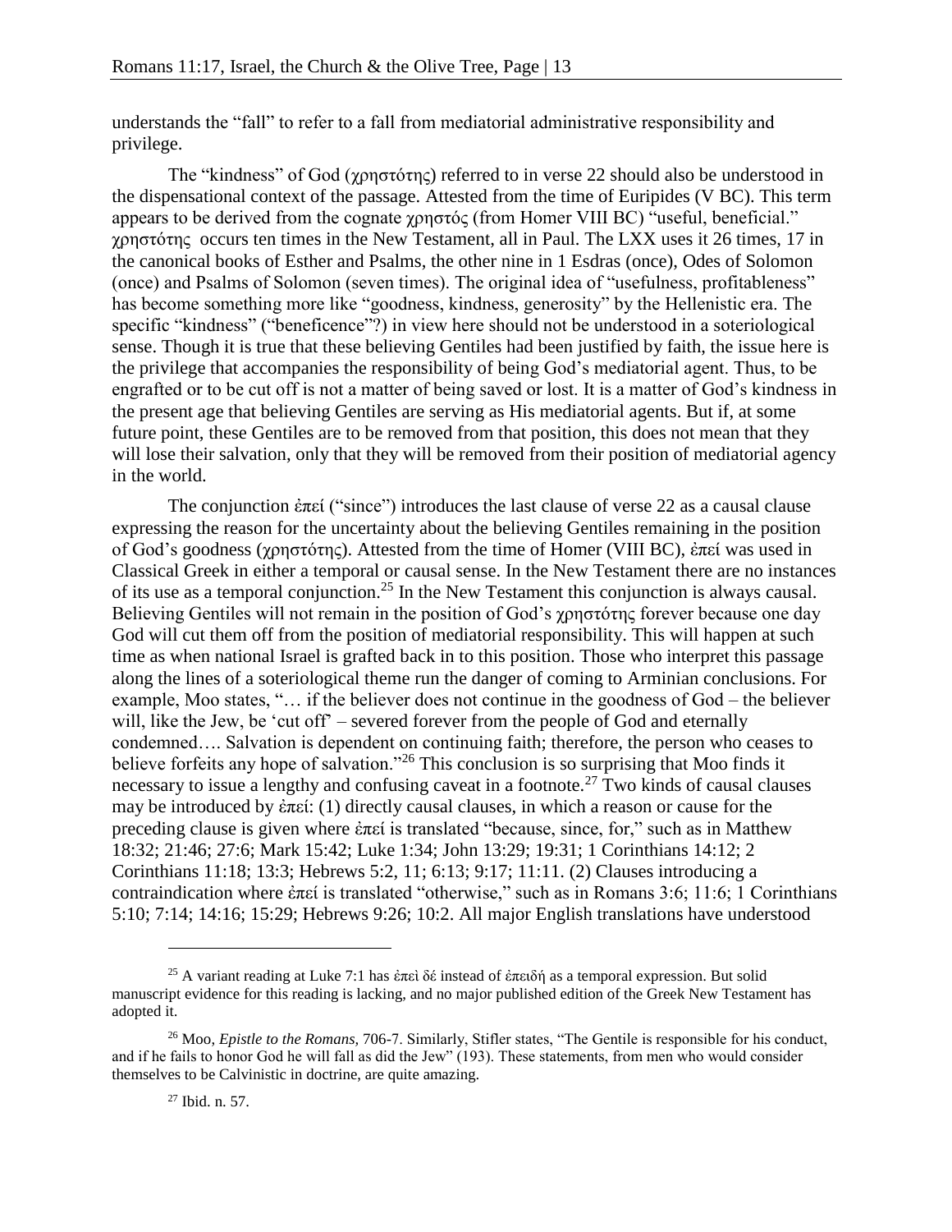understands the "fall" to refer to a fall from mediatorial administrative responsibility and privilege.

The "kindness" of God (χρηστότης) referred to in verse 22 should also be understood in the dispensational context of the passage. Attested from the time of Euripides (V BC). This term appears to be derived from the cognate χρηστός (from Homer VIII BC) "useful, beneficial." χρηστότης occurs ten times in the New Testament, all in Paul. The LXX uses it 26 times, 17 in the canonical books of Esther and Psalms, the other nine in 1 Esdras (once), Odes of Solomon (once) and Psalms of Solomon (seven times). The original idea of "usefulness, profitableness" has become something more like "goodness, kindness, generosity" by the Hellenistic era. The specific "kindness" ("beneficence"?) in view here should not be understood in a soteriological sense. Though it is true that these believing Gentiles had been justified by faith, the issue here is the privilege that accompanies the responsibility of being God's mediatorial agent. Thus, to be engrafted or to be cut off is not a matter of being saved or lost. It is a matter of God's kindness in the present age that believing Gentiles are serving as His mediatorial agents. But if, at some future point, these Gentiles are to be removed from that position, this does not mean that they will lose their salvation, only that they will be removed from their position of mediatorial agency in the world.

The conjunction ἐπεί ("since") introduces the last clause of verse 22 as a causal clause expressing the reason for the uncertainty about the believing Gentiles remaining in the position of God's goodness (χρηστότης). Attested from the time of Homer (VIII BC), ἐπεί was used in Classical Greek in either a temporal or causal sense. In the New Testament there are no instances of its use as a temporal conjunction.[25] In the New Testament this conjunction is always causal. Believing Gentiles will not remain in the position of God's χρηστότης forever because one day God will cut them off from the position of mediatorial responsibility. This will happen at such time as when national Israel is grafted back in to this position. Those who interpret this passage along the lines of a soteriological theme run the danger of coming to Arminian conclusions. For example, Moo states, "… if the believer does not continue in the goodness of God – the believer will, like the Jew, be 'cut off' – severed forever from the people of God and eternally condemned…. Salvation is dependent on continuing faith; therefore, the person who ceases to believe forfeits any hope of salvation."[26] This conclusion is so surprising that Moo finds it necessary to issue a lengthy and confusing caveat in a footnote.[27] Two kinds of causal clauses may be introduced by ἐπεί: (1) directly causal clauses, in which a reason or cause for the preceding clause is given where ἐπεί is translated "because, since, for," such as in Matthew 18:32; 21:46; 27:6; Mark 15:42; Luke 1:34; John 13:29; 19:31; 1 Corinthians 14:12; 2 Corinthians 11:18; 13:3; Hebrews 5:2, 11; 6:13; 9:17; 11:11. (2) Clauses introducing a contraindication where ἐπεί is translated "otherwise," such as in Romans 3:6; 11:6; 1 Corinthians 5:10; 7:14; 14:16; 15:29; Hebrews 9:26; 10:2. All major English translations have understood

---

[25] A variant reading at Luke 7:1 has ἐπεὶ δέ instead of ἐπειδή as a temporal expression. But solid manuscript evidence for this reading is lacking, and no major published edition of the Greek New Testament has adopted it.

[26] Moo, *Epistle to the Romans,* 706-7. Similarly, Stifler states, "The Gentile is responsible for his conduct, and if he fails to honor God he will fall as did the Jew" (193). These statements, from men who would consider themselves to be Calvinistic in doctrine, are quite amazing.

[27] Ibid. n. 57.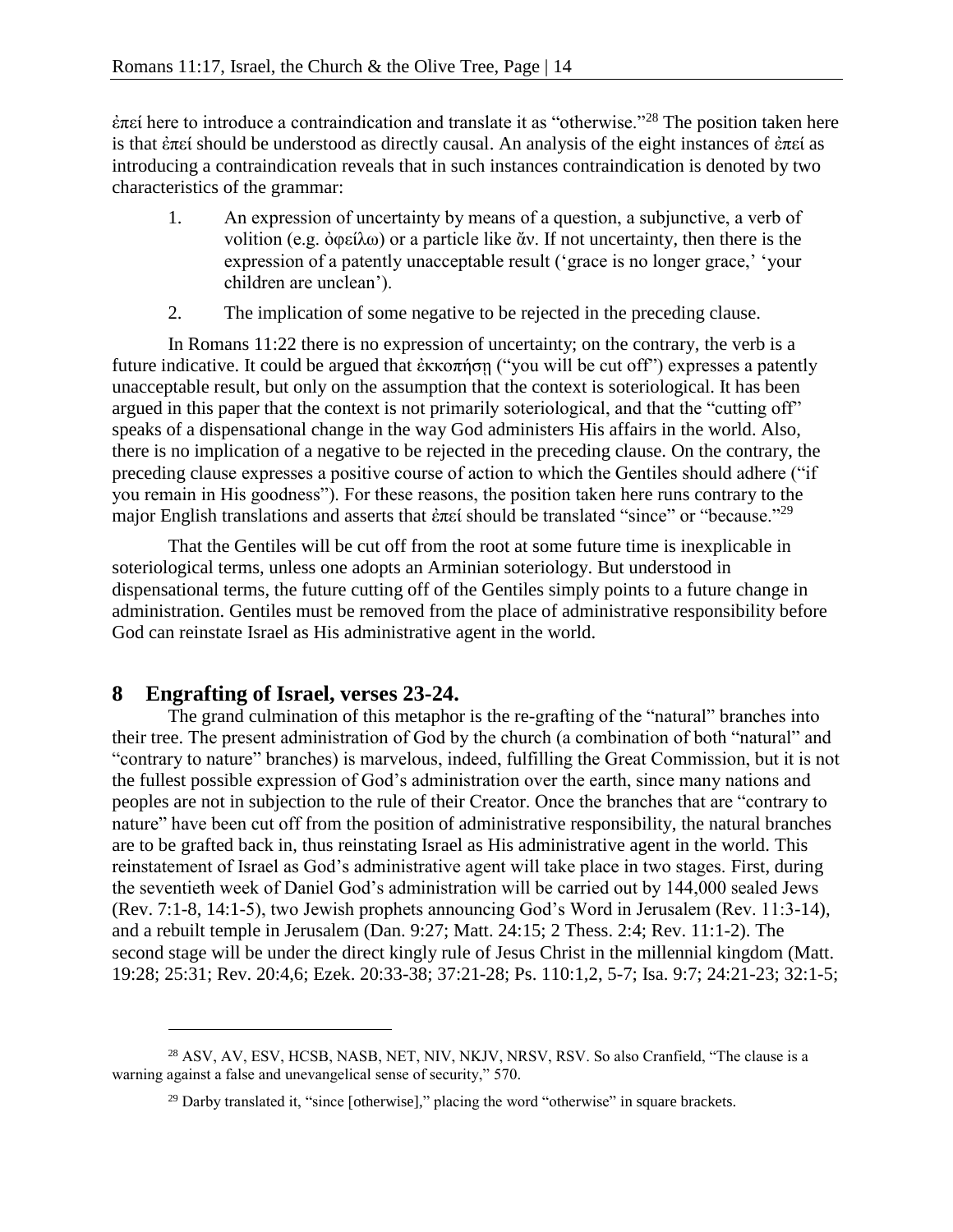ἐπεί here to introduce a contraindication and translate it as "otherwise."[28] The position taken here is that ἐπεί should be understood as directly causal. An analysis of the eight instances of ἐπεί as introducing a contraindication reveals that in such instances contraindication is denoted by two characteristics of the grammar:

1. An expression of uncertainty by means of a question, a subjunctive, a verb of volition (e.g. ὀφείλω) or a particle like ἄν. If not uncertainty, then there is the expression of a patently unacceptable result ('grace is no longer grace,' 'your children are unclean').
2. The implication of some negative to be rejected in the preceding clause.

In Romans 11:22 there is no expression of uncertainty; on the contrary, the verb is a future indicative. It could be argued that ἐκκοπήσῃ ("you will be cut off") expresses a patently unacceptable result, but only on the assumption that the context is soteriological. It has been argued in this paper that the context is not primarily soteriological, and that the "cutting off" speaks of a dispensational change in the way God administers His affairs in the world. Also, there is no implication of a negative to be rejected in the preceding clause. On the contrary, the preceding clause expresses a positive course of action to which the Gentiles should adhere ("if you remain in His goodness"). For these reasons, the position taken here runs contrary to the major English translations and asserts that ἐπεί should be translated "since" or "because."[29]

That the Gentiles will be cut off from the root at some future time is inexplicable in soteriological terms, unless one adopts an Arminian soteriology. But understood in dispensational terms, the future cutting off of the Gentiles simply points to a future change in administration. Gentiles must be removed from the place of administrative responsibility before God can reinstate Israel as His administrative agent in the world.

## 8 Engrafting of Israel, verses 23-24.

The grand culmination of this metaphor is the re-grafting of the "natural" branches into their tree. The present administration of God by the church (a combination of both "natural" and "contrary to nature" branches) is marvelous, indeed, fulfilling the Great Commission, but it is not the fullest possible expression of God's administration over the earth, since many nations and peoples are not in subjection to the rule of their Creator. Once the branches that are "contrary to nature" have been cut off from the position of administrative responsibility, the natural branches are to be grafted back in, thus reinstating Israel as His administrative agent in the world. This reinstatement of Israel as God's administrative agent will take place in two stages. First, during the seventieth week of Daniel God's administration will be carried out by 144,000 sealed Jews (Rev. 7:1-8, 14:1-5), two Jewish prophets announcing God's Word in Jerusalem (Rev. 11:3-14), and a rebuilt temple in Jerusalem (Dan. 9:27; Matt. 24:15; 2 Thess. 2:4; Rev. 11:1-2). The second stage will be under the direct kingly rule of Jesus Christ in the millennial kingdom (Matt. 19:28; 25:31; Rev. 20:4,6; Ezek. 20:33-38; 37:21-28; Ps. 110:1,2, 5-7; Isa. 9:7; 24:21-23; 32:1-5;

---

[28] ASV, AV, ESV, HCSB, NASB, NET, NIV, NKJV, NRSV, RSV. So also Cranfield, "The clause is a warning against a false and unevangelical sense of security," 570.

[29] Darby translated it, "since [otherwise]," placing the word "otherwise" in square brackets.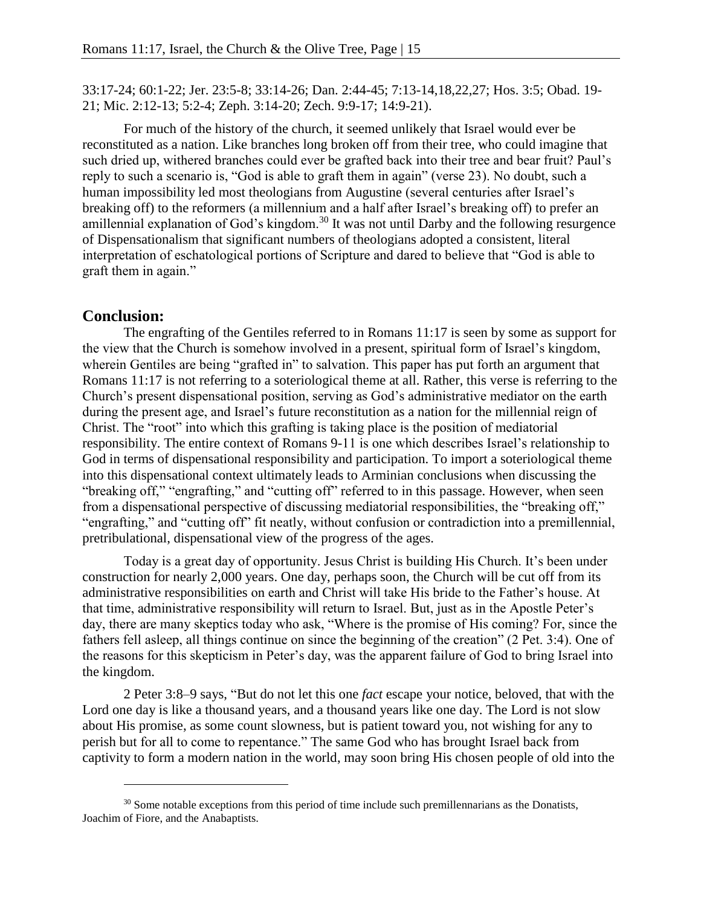33:17-24; 60:1-22; Jer. 23:5-8; 33:14-26; Dan. 2:44-45; 7:13-14,18,22,27; Hos. 3:5; Obad. 19-21; Mic. 2:12-13; 5:2-4; Zeph. 3:14-20; Zech. 9:9-17; 14:9-21).

For much of the history of the church, it seemed unlikely that Israel would ever be reconstituted as a nation. Like branches long broken off from their tree, who could imagine that such dried up, withered branches could ever be grafted back into their tree and bear fruit? Paul's reply to such a scenario is, "God is able to graft them in again" (verse 23). No doubt, such a human impossibility led most theologians from Augustine (several centuries after Israel's breaking off) to the reformers (a millennium and a half after Israel's breaking off) to prefer an amillennial explanation of God's kingdom.[30] It was not until Darby and the following resurgence of Dispensationalism that significant numbers of theologians adopted a consistent, literal interpretation of eschatological portions of Scripture and dared to believe that "God is able to graft them in again."

## Conclusion:

The engrafting of the Gentiles referred to in Romans 11:17 is seen by some as support for the view that the Church is somehow involved in a present, spiritual form of Israel's kingdom, wherein Gentiles are being "grafted in" to salvation. This paper has put forth an argument that Romans 11:17 is not referring to a soteriological theme at all. Rather, this verse is referring to the Church's present dispensational position, serving as God's administrative mediator on the earth during the present age, and Israel's future reconstitution as a nation for the millennial reign of Christ. The "root" into which this grafting is taking place is the position of mediatorial responsibility. The entire context of Romans 9-11 is one which describes Israel's relationship to God in terms of dispensational responsibility and participation. To import a soteriological theme into this dispensational context ultimately leads to Arminian conclusions when discussing the "breaking off," "engrafting," and "cutting off" referred to in this passage. However, when seen from a dispensational perspective of discussing mediatorial responsibilities, the "breaking off," "engrafting," and "cutting off" fit neatly, without confusion or contradiction into a premillennial, pretribulational, dispensational view of the progress of the ages.

Today is a great day of opportunity. Jesus Christ is building His Church. It's been under construction for nearly 2,000 years. One day, perhaps soon, the Church will be cut off from its administrative responsibilities on earth and Christ will take His bride to the Father's house. At that time, administrative responsibility will return to Israel. But, just as in the Apostle Peter's day, there are many skeptics today who ask, "Where is the promise of His coming? For, since the fathers fell asleep, all things continue on since the beginning of the creation" (2 Pet. 3:4). One of the reasons for this skepticism in Peter's day, was the apparent failure of God to bring Israel into the kingdom.

2 Peter 3:8–9 says, "But do not let this one *fact* escape your notice, beloved, that with the Lord one day is like a thousand years, and a thousand years like one day. The Lord is not slow about His promise, as some count slowness, but is patient toward you, not wishing for any to perish but for all to come to repentance." The same God who has brought Israel back from captivity to form a modern nation in the world, may soon bring His chosen people of old into the

[30] Some notable exceptions from this period of time include such premillennarians as the Donatists, Joachim of Fiore, and the Anabaptists.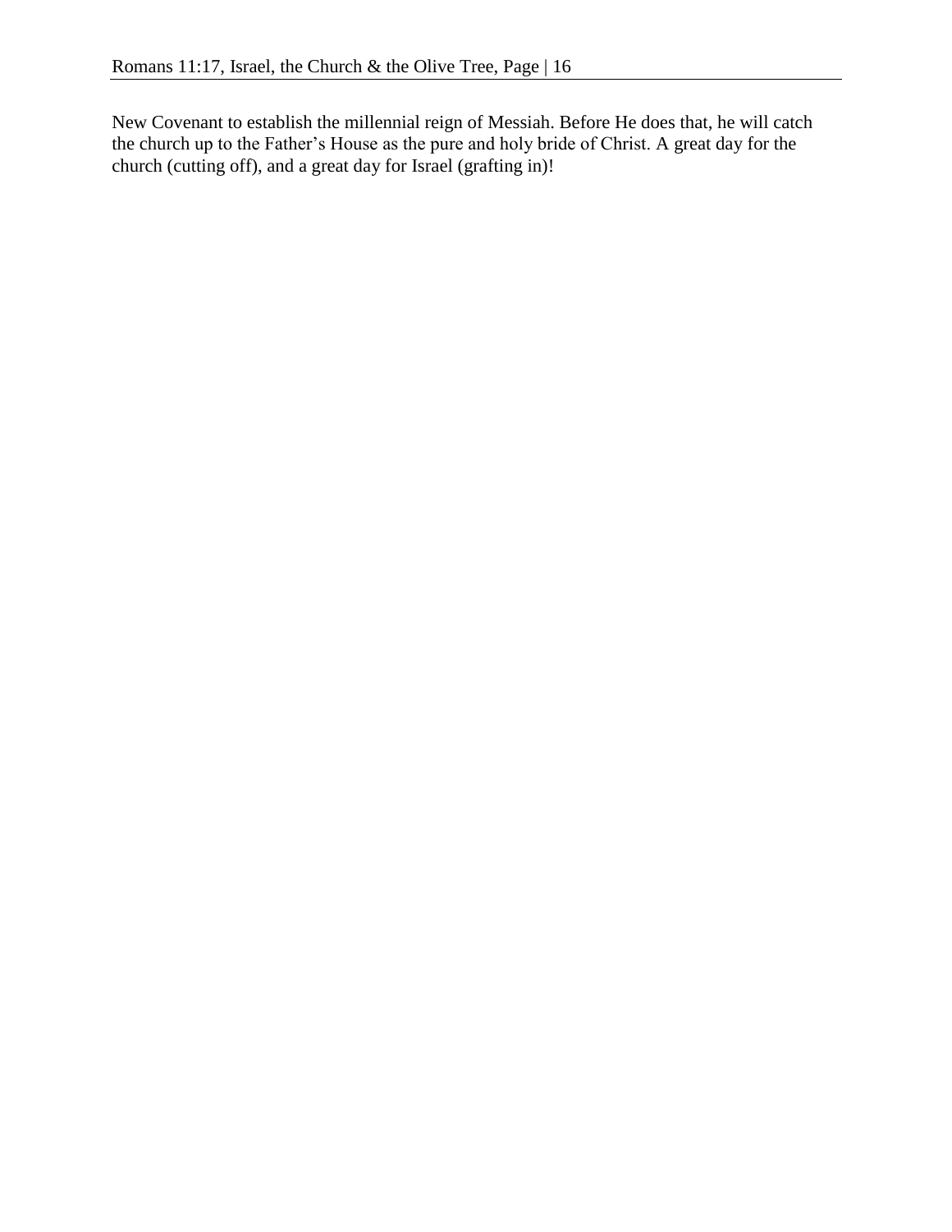New Covenant to establish the millennial reign of Messiah. Before He does that, he will catch the church up to the Father's House as the pure and holy bride of Christ. A great day for the church (cutting off), and a great day for Israel (grafting in)!